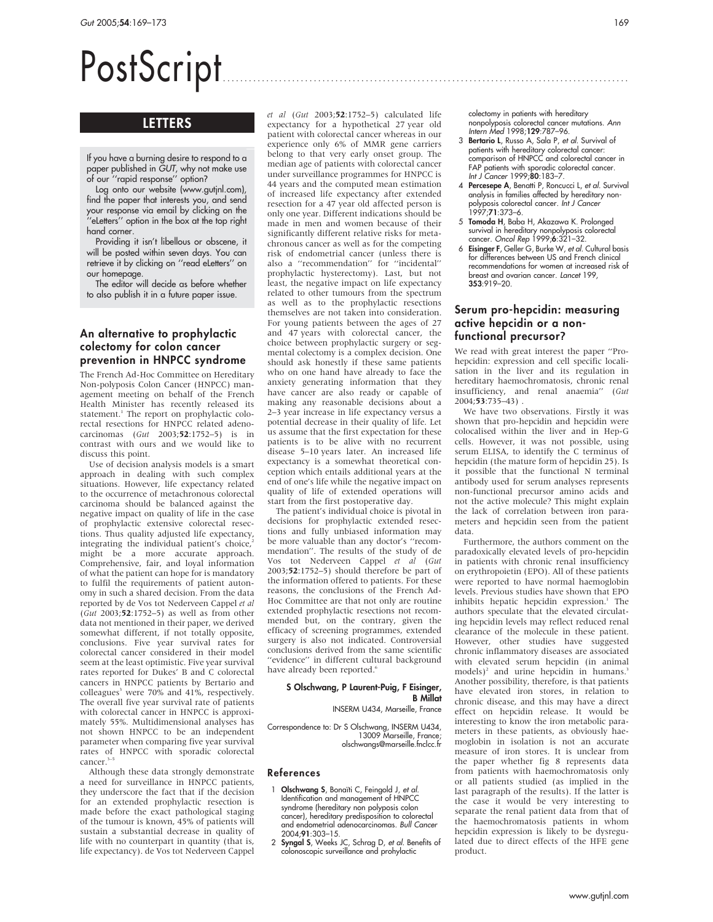# PostScript

## LETTERS

If you have a burning desire to respond to a paper published in *GUT*, why not make use of our ''rapid response'' option?

Log onto our website (www.gutjnl.com), find the paper that interests you, and send your response via email by clicking on the ''eLetters'' option in the box at the top right hand corner.

Providing it isn't libellous or obscene, it will be posted within seven days. You can retrieve it by clicking on ''read eLetters'' on our homepage.

The editor will decide as before whether to also publish it in a future paper issue.

### An alternative to prophylactic colectomy for colon cancer prevention in HNPCC syndrome

The French Ad-Hoc Committee on Hereditary Non-polyposis Colon Cancer (HNPCC) management meeting on behalf of the French Health Minister has recently released its statement.[1] The report on prophylactic colorectal resections for HNPCC related adenocarcinomas (*Gut* 2003;**52**:1752–5) is in contrast with ours and we would like to discuss this point.

Use of decision analysis models is a smart approach in dealing with such complex situations. However, life expectancy related to the occurrence of metachronous colorectal carcinoma should be balanced against the negative impact on quality of life in the case of prophylactic extensive colorectal resections. Thus quality adjusted life expectancy, integrating the individual patient's choice,[2] might be a more accurate approach. Comprehensive, fair, and loyal information of what the patient can hope for is mandatory to fulfil the requirements of patient autonomy in such a shared decision. From the data reported by de Vos tot Nederveen Cappel *et al* (*Gut* 2003;**52**:1752–5) as well as from other data not mentioned in their paper, we derived somewhat different, if not totally opposite, conclusions. Five year survival rates for colorectal cancer considered in their model seem at the least optimistic. Five year survival rates reported for Dukes' B and C colorectal cancers in HNPCC patients by Bertario and colleagues[3] were 70% and 41%, respectively. The overall five year survival rate of patients with colorectal cancer in HNPCC is approximately 55%. Multidimensional analyses has not shown HNPCC to be an independent parameter when comparing five year survival rates of HNPCC with sporadic colorectal cancer.[3–5]

Although these data strongly demonstrate a need for surveillance in HNPCC patients, they underscore the fact that if the decision for an extended prophylactic resection is made before the exact pathological staging of the tumour is known, 45% of patients will sustain a substantial decrease in quality of life with no counterpart in quantity (that is, life expectancy). de Vos tot Nederveen Cappel *et al* (*Gut* 2003;**52**:1752–5) calculated life expectancy for a hypothetical 27 year old patient with colorectal cancer whereas in our experience only 6% of MMR gene carriers belong to that very early onset group. The median age of patients with colorectal cancer under surveillance programmes for HNPCC is 44 years and the computed mean estimation of increased life expectancy after extended resection for a 47 year old affected person is only one year. Different indications should be made in men and women because of their significantly different relative risks for metachronous cancer as well as for the competing risk of endometrial cancer (unless there is also a ''recommendation'' for ''incidental'' prophylactic hysterectomy). Last, but not least, the negative impact on life expectancy related to other tumours from the spectrum as well as to the prophylactic resections themselves are not taken into consideration. For young patients between the ages of 27 and 47 years with colorectal cancer, the choice between prophylactic surgery or segmental colectomy is a complex decision. One should ask honestly if these same patients who on one hand have already to face the anxiety generating information that they have cancer are also ready or capable of making any reasonable decisions about a 2–3 year increase in life expectancy versus a potential decrease in their quality of life. Let us assume that the first expectation for these patients is to be alive with no recurrent disease 5–10 years later. An increased life expectancy is a somewhat theoretical conception which entails additional years at the end of one's life while the negative impact on quality of life of extended operations will start from the first postoperative day.

The patient's individual choice is pivotal in decisions for prophylactic extended resections and fully unbiased information may be more valuable than any doctor's ''recommendation''. The results of the study of de Vos tot Nederveen Cappel *et al* (*Gut* 2003;**52**:1752–5) should therefore be part of the information offered to patients. For these reasons, the conclusions of the French Ad-Hoc Committee are that not only are routine extended prophylactic resections not recommended but, on the contrary, given the efficacy of screening programmes, extended surgery is also not indicated. Controversial conclusions derived from the same scientific ''evidence'' in different cultural background have already been reported.[6]

**S Olschwang, P Laurent-Puig, F Eisinger, B Millat**
INSERM U434, Marseille, France

Correspondence to: Dr S Olschwang, INSERM U434, 13009 Marseille, France; olschwangs@marseille.fnclcc.fr

#### References

1. **Olschwang S**, Bonaïti C, Feingold J, *et al*. Identification and management of HNPCC syndrome (hereditary non polyposis colon cancer), hereditary predisposition to colorectal and endometrial adenocarcinomas. *Bull Cancer* 2004;**91**:303–15.
2. **Syngal S**, Weeks JC, Schrag D, *et al*. Benefits of colonoscopic surveillance and prohylactic colectomy in patients with hereditary nonpolyposis colorectal cancer mutations. *Ann Intern Med* 1998;**129**:787–96.
3. **Bertario L**, Russo A, Sala P, *et al*. Survival of patients with hereditary colorectal cancer: comparison of HNPCC and colorectal cancer in FAP patients with sporadic colorectal cancer. *Int J Cancer* 1999;**80**:183–7.
4. **Percesepe A**, Benatti P, Roncucci L, *et al*. Survival analysis in families affected by hereditary non-polyposis colorectal cancer. *Int J Cancer* 1997;**71**:373–6.
5. **Tomoda H**, Baba H, Akazawa K. Prolonged survival in hereditary nonpolyposis colorectal cancer. *Oncol Rep* 1999;**6**:321–32.
6. **Eisinger F**, Geller G, Burke W, *et al*. Cultural basis for differences between US and French clinical recommendations for women at increased risk of breast and ovarian cancer. *Lancet* 199, **353**:919–20.

### Serum pro-hepcidin: measuring active hepcidin or a non-functional precursor?

We read with great interest the paper ''Pro-hepcidin: expression and cell specific localisation in the liver and its regulation in hereditary haemochromatosis, chronic renal insufficiency, and renal anaemia'' (*Gut* 2004;**53**:735–43) .

We have two observations. Firstly it was shown that pro-hepcidin and hepcidin were colocalised within the liver and in Hep-G cells. However, it was not possible, using serum ELISA, to identify the C terminus of hepcidin (the mature form of hepcidin 25). Is it possible that the functional N terminal antibody used for serum analyses represents non-functional precursor amino acids and not the active molecule? This might explain the lack of correlation between iron parameters and hepcidin seen from the patient data.

Furthermore, the authors comment on the paradoxically elevated levels of pro-hepcidin in patients with chronic renal insufficiency on erythropoietin (EPO). All of these patients were reported to have normal haemoglobin levels. Previous studies have shown that EPO inhibits hepatic hepcidin expression.[1] The authors speculate that the elevated circulating hepcidin levels may reflect reduced renal clearance of the molecule in these patient. However, other studies have suggested chronic inflammatory diseases are associated with elevated serum hepcidin (in animal models)[2] and urine hepcidin in humans.[3] Another possibility, therefore, is that patients have elevated iron stores, in relation to chronic disease, and this may have a direct effect on hepcidin release. It would be interesting to know the iron metabolic parameters in these patients, as obviously haemoglobin in isolation is not an accurate measure of iron stores. It is unclear from the paper whether fig 8 represents data from patients with haemochromatosis only or all patients studied (as implied in the last paragraph of the results). If the latter is the case it would be very interesting to separate the renal patient data from that of the haemochromatosis patients in whom hepcidin expression is likely to be dysregulated due to direct effects of the HFE gene product.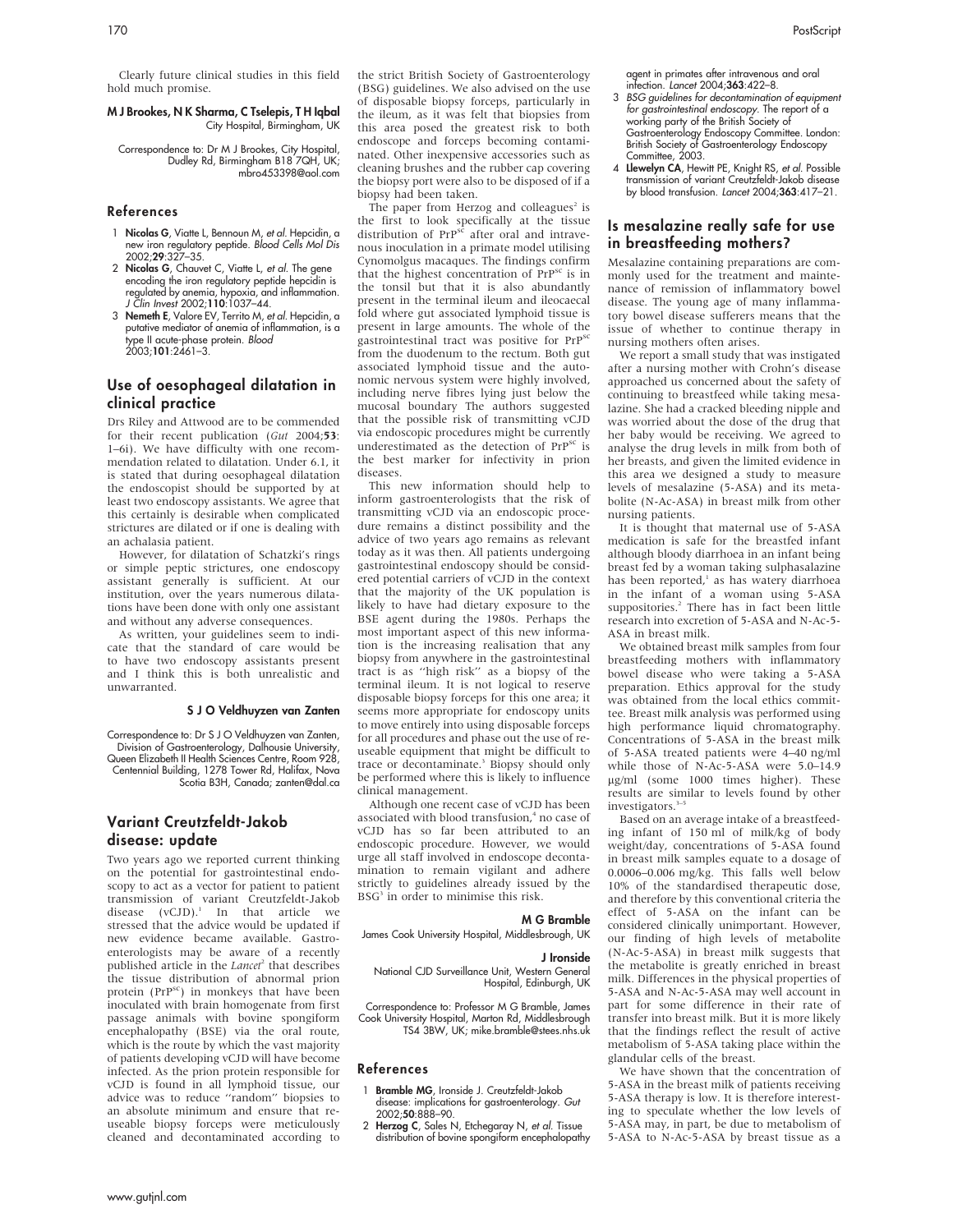Clearly future clinical studies in this field hold much promise.

**M J Brookes, N K Sharma, C Tselepis, T H Iqbal**
City Hospital, Birmingham, UK

Correspondence to: Dr M J Brookes, City Hospital, Dudley Rd, Birmingham B18 7QH, UK; mbro453398@aol.com

### References

1. **Nicolas G**, Viatte L, Bennoun M, *et al*. Hepcidin, a new iron regulatory peptide. *Blood Cells Mol Dis* 2002;**29**:327–35.
2. **Nicolas G**, Chauvet C, Viatte L, *et al*. The gene encoding the iron regulatory peptide hepcidin is regulated by anemia, hypoxia, and inflammation. *J Clin Invest* 2002;**110**:1037–44.
3. **Nemeth E**, Valore EV, Territo M, *et al*. Hepcidin, a putative mediator of anemia of inflammation, is a type II acute-phase protein. *Blood* 2003;**101**:2461–3.

## Use of oesophageal dilatation in clinical practice

Drs Riley and Attwood are to be commended for their recent publication (*Gut* 2004;**53**: 1–6i). We have difficulty with one recommendation related to dilatation. Under 6.1, it is stated that during oesophageal dilatation the endoscopist should be supported by at least two endoscopy assistants. We agree that this certainly is desirable when complicated strictures are dilated or if one is dealing with an achalasia patient.

However, for dilatation of Schatzki's rings or simple peptic strictures, one endoscopy assistant generally is sufficient. At our institution, over the years numerous dilatations have been done with only one assistant and without any adverse consequences.

As written, your guidelines seem to indicate that the standard of care would be to have two endoscopy assistants present and I think this is both unrealistic and unwarranted.

**S J O Veldhuyzen van Zanten**

Correspondence to: Dr S J O Veldhuyzen van Zanten, Division of Gastroenterology, Dalhousie University, Queen Elizabeth II Health Sciences Centre, Room 928, Centennial Building, 1278 Tower Rd, Halifax, Nova Scotia B3H, Canada; zanten@dal.ca

## Variant Creutzfeldt-Jakob disease: update

Two years ago we reported current thinking on the potential for gastrointestinal endoscopy to act as a vector for patient to patient transmission of variant Creutzfeldt-Jakob disease (vCJD).[1] In that article we stressed that the advice would be updated if new evidence became available. Gastroenterologists may be aware of a recently published article in the *Lancet*[2] that describes the tissue distribution of abnormal prion protein ($PrP^{sc}$) in monkeys that have been inoculated with brain homogenate from first passage animals with bovine spongiform encephalopathy (BSE) via the oral route, which is the route by which the vast majority of patients developing vCJD will have become infected. As the prion protein responsible for vCJD is found in all lymphoid tissue, our advice was to reduce "random" biopsies to an absolute minimum and ensure that reuseable biopsy forceps were meticulously cleaned and decontaminated according to the strict British Society of Gastroenterology (BSG) guidelines. We also advised on the use of disposable biopsy forceps, particularly in the ileum, as it was felt that biopsies from this area posed the greatest risk to both endoscope and forceps becoming contaminated. Other inexpensive accessories such as cleaning brushes and the rubber cap covering the biopsy port were also to be disposed of if a biopsy had been taken.

The paper from Herzog and colleagues[2] is the first to look specifically at the tissue distribution of $PrP^{sc}$ after oral and intravenous inoculation in a primate model utilising Cynomolgus macaques. The findings confirm that the highest concentration of $PrP^{sc}$ is in the tonsil but that it is also abundantly present in the terminal ileum and ileocaecal fold where gut associated lymphoid tissue is present in large amounts. The whole of the gastrointestinal tract was positive for $PrP^{sc}$ from the duodenum to the rectum. Both gut associated lymphoid tissue and the autonomic nervous system were highly involved, including nerve fibres lying just below the mucosal boundary The authors suggested that the possible risk of transmitting vCJD via endoscopic procedures might be currently underestimated as the detection of $PrP^{sc}$ is the best marker for infectivity in prion diseases.

This new information should help to inform gastroenterologists that the risk of transmitting vCJD via an endoscopic procedure remains a distinct possibility and the advice of two years ago remains as relevant today as it was then. All patients undergoing gastrointestinal endoscopy should be considered potential carriers of vCJD in the context that the majority of the UK population is likely to have had dietary exposure to the BSE agent during the 1980s. Perhaps the most important aspect of this new information is the increasing realisation that any biopsy from anywhere in the gastrointestinal tract is as "high risk" as a biopsy of the terminal ileum. It is not logical to reserve disposable biopsy forceps for this one area; it seems more appropriate for endoscopy units to move entirely into using disposable forceps for all procedures and phase out the use of reuseable equipment that might be difficult to trace or decontaminate.[3] Biopsy should only be performed where this is likely to influence clinical management.

Although one recent case of vCJD has been associated with blood transfusion,[4] no case of vCJD has so far been attributed to an endoscopic procedure. However, we would urge all staff involved in endoscope decontamination to remain vigilant and adhere strictly to guidelines already issued by the BSG[3] in order to minimise this risk.

**M G Bramble**
James Cook University Hospital, Middlesbrough, UK

**J Ironside**
National CJD Surveillance Unit, Western General Hospital, Edinburgh, UK

Correspondence to: Professor M G Bramble, James Cook University Hospital, Marton Rd, Middlesbrough TS4 3BW, UK; mike.bramble@stees.nhs.uk

### References

1. **Bramble MG**, Ironside J. Creutzfeldt-Jakob disease: implications for gastroenterology. *Gut* 2002;**50**:888–90.
2. **Herzog C**, Sales N, Etchegaray N, *et al*. Tissue distribution of bovine spongiform encephalopathy agent in primates after intravenous and oral infection. *Lancet* 2004;**363**:422–8.
3. *BSG guidelines for decontamination of equipment for gastrointestinal endoscopy*. The report of a working party of the British Society of Gastroenterology Endoscopy Committee. London: British Society of Gastroenterology Endoscopy Committee, 2003.
4. **Llewelyn CA**, Hewitt PE, Knight RS, *et al*. Possible transmission of variant Creutzfeldt-Jakob disease by blood transfusion. *Lancet* 2004;**363**:417–21.

## Is mesalazine really safe for use in breastfeeding mothers?

Mesalazine containing preparations are commonly used for the treatment and maintenance of remission of inflammatory bowel disease. The young age of many inflammatory bowel disease sufferers means that the issue of whether to continue therapy in nursing mothers often arises.

We report a small study that was instigated after a nursing mother with Crohn's disease approached us concerned about the safety of continuing to breastfeed while taking mesalazine. She had a cracked bleeding nipple and was worried about the dose of the drug that her baby would be receiving. We agreed to analyse the drug levels in milk from both of her breasts, and given the limited evidence in this area we designed a study to measure levels of mesalazine (5-ASA) and its metabolite (N-Ac-ASA) in breast milk from other nursing patients.

It is thought that maternal use of 5-ASA medication is safe for the breastfed infant although bloody diarrhoea in an infant being breast fed by a woman taking sulphasalazine has been reported,[1] as has watery diarrhoea in the infant of a woman using 5-ASA suppositories.[2] There has in fact been little research into excretion of 5-ASA and N-Ac-5-ASA in breast milk.

We obtained breast milk samples from four breastfeeding mothers with inflammatory bowel disease who were taking a 5-ASA preparation. Ethics approval for the study was obtained from the local ethics committee. Breast milk analysis was performed using high performance liquid chromatography. Concentrations of 5-ASA in the breast milk of 5-ASA treated patients were 4–40 ng/ml while those of N-Ac-5-ASA were 5.0–14.9 μg/ml (some 1000 times higher). These results are similar to levels found by other investigators.[3–5]

Based on an average intake of a breastfeeding infant of 150 ml of milk/kg of body weight/day, concentrations of 5-ASA found in breast milk samples equate to a dosage of 0.0006–0.006 mg/kg. This falls well below 10% of the standardised therapeutic dose, and therefore by this conventional criteria the effect of 5-ASA on the infant can be considered clinically unimportant. However, our finding of high levels of metabolite (N-Ac-5-ASA) in breast milk suggests that the metabolite is greatly enriched in breast milk. Differences in the physical properties of 5-ASA and N-Ac-5-ASA may well account in part for some difference in their rate of transfer into breast milk. But it is more likely that the findings reflect the result of active metabolism of 5-ASA taking place within the glandular cells of the breast.

We have shown that the concentration of 5-ASA in the breast milk of patients receiving 5-ASA therapy is low. It is therefore interesting to speculate whether the low levels of 5-ASA may, in part, be due to metabolism of 5-ASA to N-Ac-5-ASA by breast tissue as a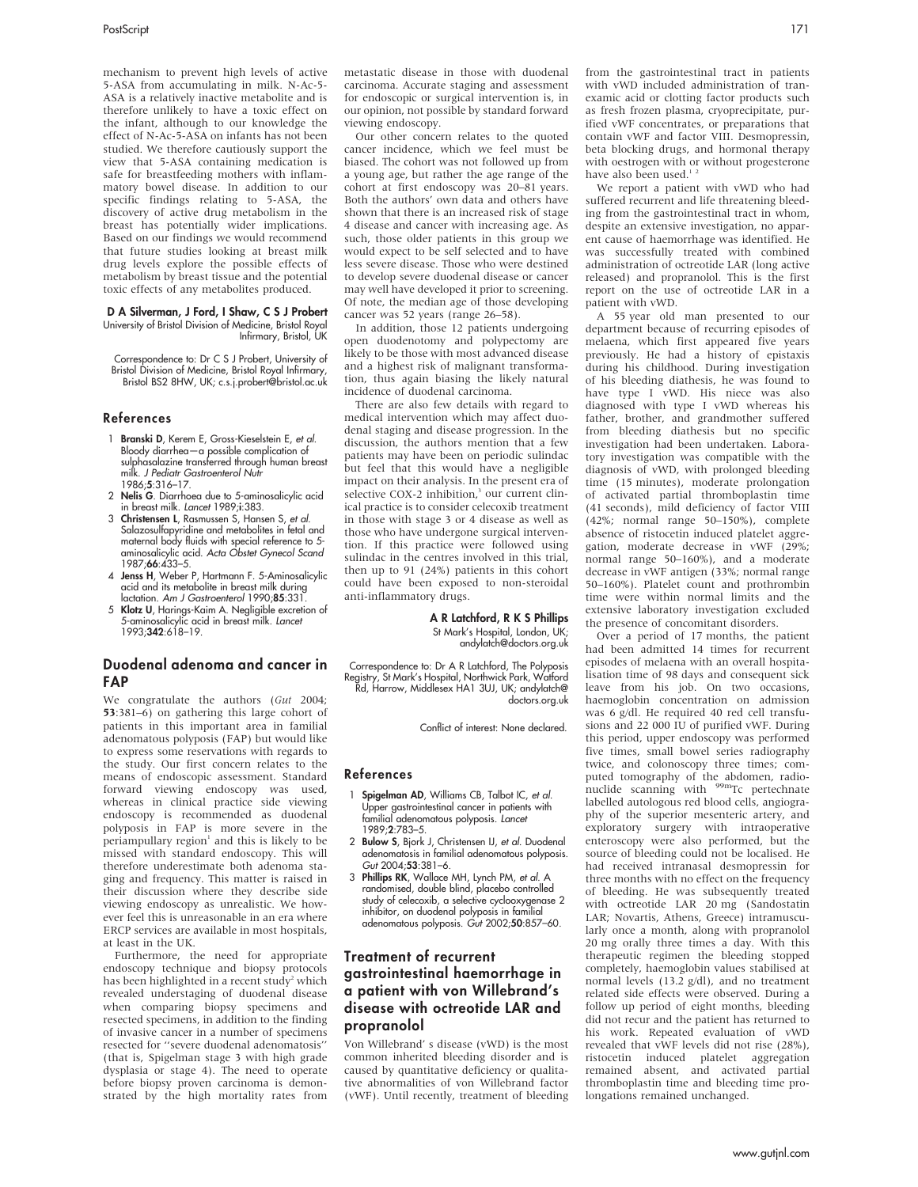mechanism to prevent high levels of active 5-ASA from accumulating in milk. N-Ac-5-ASA is a relatively inactive metabolite and is therefore unlikely to have a toxic effect on the infant, although to our knowledge the effect of N-Ac-5-ASA on infants has not been studied. We therefore cautiously support the view that 5-ASA containing medication is safe for breastfeeding mothers with inflammatory bowel disease. In addition to our specific findings relating to 5-ASA, the discovery of active drug metabolism in the breast has potentially wider implications. Based on our findings we would recommend that future studies looking at breast milk drug levels explore the possible effects of metabolism by breast tissue and the potential toxic effects of any metabolites produced.

**D A Silverman, J Ford, I Shaw, C S J Probert**
University of Bristol Division of Medicine, Bristol Royal Infirmary, Bristol, UK

Correspondence to: Dr C S J Probert, University of Bristol Division of Medicine, Bristol Royal Infirmary, Bristol BS2 8HW, UK; c.s.j.probert@bristol.ac.uk

### References

1. **Branski D**, Kerem E, Gross-Kieselstein E, *et al.* Bloody diarrhea—a possible complication of sulphasalazine transferred through human breast milk. *J Pediatr Gastroenterol Nutr* 1986;**5**:316–17.
2. **Nelis G**. Diarrhoea due to 5-aminosalicylic acid in breast milk. *Lancet* 1989;**i**:383.
3. **Christensen L**, Rasmussen S, Hansen S, *et al.* Salazosulfapyridine and metabolites in fetal and maternal body fluids with special reference to 5-aminosalicylic acid. *Acta Obstet Gynecol Scand* 1987;**66**:433–5.
4. **Jenss H**, Weber P, Hartmann F. 5-Aminosalicylic acid and its metabolite in breast milk during lactation. *Am J Gastroenterol* 1990;**85**:331.
5. **Klotz U**, Harings-Kaim A. Negligible excretion of 5-aminosalicylic acid in breast milk. *Lancet* 1993;**342**:618–19.

## Duodenal adenoma and cancer in FAP

We congratulate the authors (*Gut* 2004; **53**:381–6) on gathering this large cohort of patients in this important area in familial adenomatous polyposis (FAP) but would like to express some reservations with regards to the study. Our first concern relates to the means of endoscopic assessment. Standard forward viewing endoscopy was used, whereas in clinical practice side viewing endoscopy is recommended as duodenal polyposis in FAP is more severe in the periampullary region[1] and this is likely to be missed with standard endoscopy. This will therefore underestimate both adenoma staging and frequency. This matter is raised in their discussion where they describe side viewing endoscopy as unrealistic. We however feel this is unreasonable in an era where ERCP services are available in most hospitals, at least in the UK.

Furthermore, the need for appropriate endoscopy technique and biopsy protocols has been highlighted in a recent study[2] which revealed understaging of duodenal disease when comparing biopsy specimens and resected specimens, in addition to the finding of invasive cancer in a number of specimens resected for "severe duodenal adenomatosis" (that is, Spigelman stage 3 with high grade dysplasia or stage 4). The need to operate before biopsy proven carcinoma is demonstrated by the high mortality rates from metastatic disease in those with duodenal carcinoma. Accurate staging and assessment for endoscopic or surgical intervention is, in our opinion, not possible by standard forward viewing endoscopy.

Our other concern relates to the quoted cancer incidence, which we feel must be biased. The cohort was not followed up from a young age, but rather the age range of the cohort at first endoscopy was 20–81 years. Both the authors' own data and others have shown that there is an increased risk of stage 4 disease and cancer with increasing age. As such, those older patients in this group we would expect to be self selected and to have less severe disease. Those who were destined to develop severe duodenal disease or cancer may well have developed it prior to screening. Of note, the median age of those developing cancer was 52 years (range 26–58).

In addition, those 12 patients undergoing open duodenotomy and polypectomy are likely to be those with most advanced disease and a highest risk of malignant transformation, thus again biasing the likely natural incidence of duodenal carcinoma.

There are also few details with regard to medical intervention which may affect duodenal staging and disease progression. In the discussion, the authors mention that a few patients may have been on periodic sulindac but feel that this would have a negligible impact on their analysis. In the present era of selective COX-2 inhibition,[3] our current clinical practice is to consider celecoxib treatment in those with stage 3 or 4 disease as well as those who have undergone surgical intervention. If this practice were followed using sulindac in the centres involved in this trial, then up to 91 (24%) patients in this cohort could have been exposed to non-steroidal anti-inflammatory drugs.

**A R Latchford, R K S Phillips**
St Mark's Hospital, London, UK; andylatch@doctors.org.uk

Correspondence to: Dr A R Latchford, The Polyposis Registry, St Mark's Hospital, Northwick Park, Watford Rd, Harrow, Middlesex HA1 3UJ, UK; andylatch@doctors.org.uk

Conflict of interest: None declared.

### References

1. **Spigelman AD**, Williams CB, Talbot IC, *et al.* Upper gastrointestinal cancer in patients with familial adenomatous polyposis. *Lancet* 1989;**2**:783–5.
2. **Bulow S**, Bjork J, Christensen IJ, *et al.* Duodenal adenomatosis in familial adenomatous polyposis. *Gut* 2004;**53**:381–6.
3. **Phillips RK**, Wallace MH, Lynch PM, *et al.* A randomised, double blind, placebo controlled study of celecoxib, a selective cyclooxygenase 2 inhibitor, on duodenal polyposis in familial adenomatous polyposis. *Gut* 2002;**50**:857–60.

## Treatment of recurrent gastrointestinal haemorrhage in a patient with von Willebrand's disease with octreotide LAR and propranolol

Von Willebrand' s disease (vWD) is the most common inherited bleeding disorder and is caused by quantitative deficiency or qualitative abnormalities of von Willebrand factor (vWF). Until recently, treatment of bleeding from the gastrointestinal tract in patients with vWD included administration of tranexamic acid or clotting factor products such as fresh frozen plasma, cryoprecipitate, purified vWF concentrates, or preparations that contain vWF and factor VIII. Desmopressin, beta blocking drugs, and hormonal therapy with oestrogen with or without progesterone have also been used.[1,2]

We report a patient with vWD who had suffered recurrent and life threatening bleeding from the gastrointestinal tract in whom, despite an extensive investigation, no apparent cause of haemorrhage was identified. He was successfully treated with combined administration of octreotide LAR (long active released) and propranolol. This is the first report on the use of octreotide LAR in a patient with vWD.

A 55 year old man presented to our department because of recurring episodes of melaena, which first appeared five years previously. He had a history of epistaxis during his childhood. During investigation of his bleeding diathesis, he was found to have type I vWD. His niece was also diagnosed with type I vWD whereas his father, brother, and grandmother suffered from bleeding diathesis but no specific investigation had been undertaken. Laboratory investigation was compatible with the diagnosis of vWD, with prolonged bleeding time (15 minutes), moderate prolongation of activated partial thromboplastin time (41 seconds), mild deficiency of factor VIII (42%; normal range 50–150%), complete absence of ristocetin induced platelet aggregation, moderate decrease in vWF (29%; normal range 50–160%), and a moderate decrease in vWF antigen (33%; normal range 50–160%). Platelet count and prothrombin time were within normal limits and the extensive laboratory investigation excluded the presence of concomitant disorders.

Over a period of 17 months, the patient had been admitted 14 times for recurrent episodes of melaena with an overall hospitalisation time of 98 days and consequent sick leave from his job. On two occasions, haemoglobin concentration on admission was 6 g/dl. He required 40 red cell transfusions and 22 000 IU of purified vWF. During this period, upper endoscopy was performed five times, small bowel series radiography twice, and colonoscopy three times; computed tomography of the abdomen, radionuclide scanning with $^{99m}$Tc pertechnate labelled autologous red blood cells, angiography of the superior mesenteric artery, and exploratory surgery with intraoperative enteroscopy were also performed, but the source of bleeding could not be localised. He had received intranasal desmopressin for three months with no effect on the frequency of bleeding. He was subsequently treated with octreotide LAR 20 mg (Sandostatin LAR; Novartis, Athens, Greece) intramuscularly once a month, along with propranolol 20 mg orally three times a day. With this therapeutic regimen the bleeding stopped completely, haemoglobin values stabilised at normal levels (13.2 g/dl), and no treatment related side effects were observed. During a follow up period of eight months, bleeding did not recur and the patient has returned to his work. Repeated evaluation of vWD revealed that vWF levels did not rise (28%), ristocetin induced platelet aggregation remained absent, and activated partial thromboplastin time and bleeding time prolongations remained unchanged.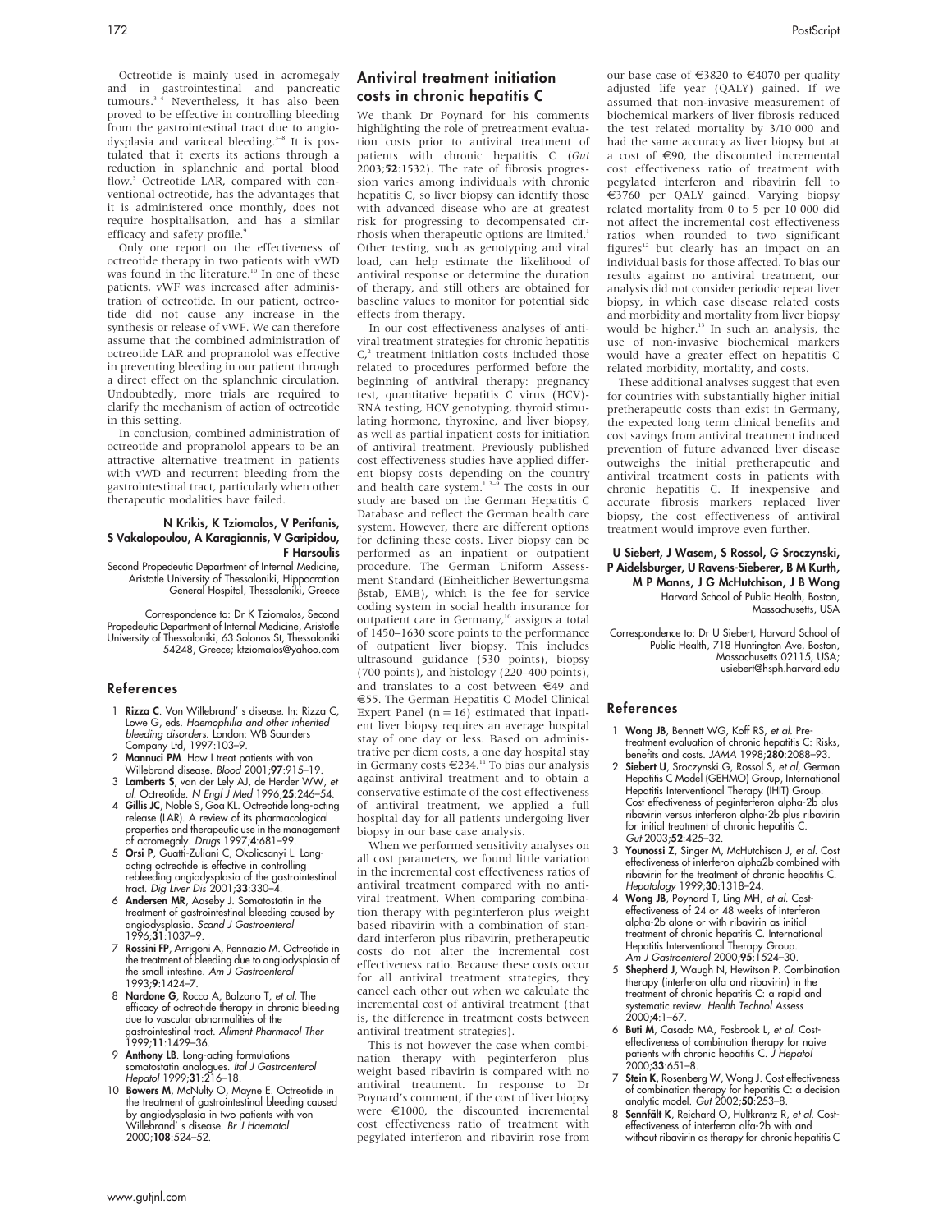Octreotide is mainly used in acromegaly and in gastrointestinal and pancreatic tumours.[3 4] Nevertheless, it has also been proved to be effective in controlling bleeding from the gastrointestinal tract due to angiodysplasia and variceal bleeding.[5–8] It is postulated that it exerts its actions through a reduction in splanchnic and portal blood flow.[3] Octreotide LAR, compared with conventional octreotide, has the advantages that it is administered once monthly, does not require hospitalisation, and has a similar efficacy and safety profile.[9]

Only one report on the effectiveness of octreotide therapy in two patients with vWD was found in the literature.[10] In one of these patients, vWF was increased after administration of octreotide. In our patient, octreotide did not cause any increase in the synthesis or release of vWF. We can therefore assume that the combined administration of octreotide LAR and propranolol was effective in preventing bleeding in our patient through a direct effect on the splanchnic circulation. Undoubtedly, more trials are required to clarify the mechanism of action of octreotide in this setting.

In conclusion, combined administration of octreotide and propranolol appears to be an attractive alternative treatment in patients with vWD and recurrent bleeding from the gastrointestinal tract, particularly when other therapeutic modalities have failed.

**N Krikis, K Tziomalos, V Perifanis, S Vakalopoulou, A Karagiannis, V Garipidou, F Harsoulis**

Second Propedeutic Department of Internal Medicine, Aristotle University of Thessaloniki, Hippocration General Hospital, Thessaloniki, Greece

Correspondence to: Dr K Tziomalos, Second Propedeutic Department of Internal Medicine, Aristotle University of Thessaloniki, 63 Solonos St, Thessaloniki 54248, Greece; ktziomalos@yahoo.com

## References

1. **Rizza C**. Von Willebrand' s disease. In: Rizza C, Lowe G, eds. *Haemophilia and other inherited bleeding disorders*. London: WB Saunders Company Ltd, 1997:103–9.
2. **Mannuci PM**. How I treat patients with von Willebrand disease. *Blood* 2001;**97**:915–19.
3. **Lamberts S**, van der Lely AJ, de Herder WW, *et al*. Octreotide. *N Engl J Med* 1996;**25**:246–54.
4. **Gillis JC**, Noble S, Goa KL. Octreotide long-acting release (LAR). A review of its pharmacological properties and therapeutic use in the management of acromegaly. *Drugs* 1997;**4**:681–99.
5. **Orsi P**, Guatti-Zuliani C, Okolicsanyi L. Long-acting octreotide is effective in controlling rebleeding angiodysplasia of the gastrointestinal tract. *Dig Liver Dis* 2001;**33**:330–4.
6. **Andersen MR**, Aaseby J. Somatostatin in the treatment of gastrointestinal bleeding caused by angiodysplasia. *Scand J Gastroenterol* 1996;**31**:1037–9.
7. **Rossini FP**, Arrigoni A, Pennazio M. Octreotide in the treatment of bleeding due to angiodysplasia of the small intestine. *Am J Gastroenterol* 1993;**9**:1424–7.
8. **Nardone G**, Rocco A, Balzano T, *et al*. The efficacy of octreotide therapy in chronic bleeding due to vascular abnormalities of the gastrointestinal tract. *Aliment Pharmacol Ther* 1999;**11**:1429–36.
9. **Anthony LB**. Long-acting formulations somatostatin analogues. *Ital J Gastroenterol Hepatol* 1999;**31**:216–18.
10. **Bowers M**, McNulty O, Mayne E. Octreotide in the treatment of gastrointestinal bleeding caused by angiodysplasia in two patients with von Willebrand' s disease. *Br J Haematol* 2000;**108**:524–52.

## Antiviral treatment initiation costs in chronic hepatitis C

We thank Dr Poynard for his comments highlighting the role of pretreatment evaluation costs prior to antiviral treatment of patients with chronic hepatitis C (*Gut* 2003;**52**:1532). The rate of fibrosis progression varies among individuals with chronic hepatitis C, so liver biopsy can identify those with advanced disease who are at greatest risk for progressing to decompensated cirrhosis when therapeutic options are limited.[1] Other testing, such as genotyping and viral load, can help estimate the likelihood of antiviral response or determine the duration of therapy, and still others are obtained for baseline values to monitor for potential side effects from therapy.

In our cost effectiveness analyses of antiviral treatment strategies for chronic hepatitis C,[2] treatment initiation costs included those related to procedures performed before the beginning of antiviral therapy: pregnancy test, quantitative hepatitis C virus (HCV)-RNA testing, HCV genotyping, thyroid stimulating hormone, thyroxine, and liver biopsy, as well as partial inpatient costs for initiation of antiviral treatment. Previously published cost effectiveness studies have applied different biopsy costs depending on the country and health care system.[1 3–9] The costs in our study are based on the German Hepatitis C Database and reflect the German health care system. However, there are different options for defining these costs. Liver biopsy can be performed as an inpatient or outpatient procedure. The German Uniform Assessment Standard (Einheitlicher Bewertungsma βstab, EMB), which is the fee for service coding system in social health insurance for outpatient care in Germany,[10] assigns a total of 1450–1630 score points to the performance of outpatient liver biopsy. This includes ultrasound guidance (530 points), biopsy (700 points), and histology (220–400 points), and translates to a cost between €49 and €55. The German Hepatitis C Model Clinical Expert Panel (n = 16) estimated that inpatient liver biopsy requires an average hospital stay of one day or less. Based on administrative per diem costs, a one day hospital stay in Germany costs €234.[11] To bias our analysis against antiviral treatment and to obtain a conservative estimate of the cost effectiveness of antiviral treatment, we applied a full hospital day for all patients undergoing liver biopsy in our base case analysis.

When we performed sensitivity analyses on all cost parameters, we found little variation in the incremental cost effectiveness ratios of antiviral treatment compared with no antiviral treatment. When comparing combination therapy with peginterferon plus weight based ribavirin with a combination of standard interferon plus ribavirin, pretherapeutic costs do not alter the incremental cost effectiveness ratio. Because these costs occur for all antiviral treatment strategies, they cancel each other out when we calculate the incremental cost of antiviral treatment (that is, the difference in treatment costs between antiviral treatment strategies).

This is not however the case when combination therapy with peginterferon plus weight based ribavirin is compared with no antiviral treatment. In response to Dr Poynard's comment, if the cost of liver biopsy were €1000, the discounted incremental cost effectiveness ratio of treatment with pegylated interferon and ribavirin rose from our base case of €3820 to €4070 per quality adjusted life year (QALY) gained. If we assumed that non-invasive measurement of biochemical markers of liver fibrosis reduced the test related mortality by 3/10 000 and had the same accuracy as liver biopsy but at a cost of €90, the discounted incremental cost effectiveness ratio of treatment with pegylated interferon and ribavirin fell to €3760 per QALY gained. Varying biopsy related mortality from 0 to 5 per 10 000 did not affect the incremental cost effectiveness ratios when rounded to two significant figures[12] but clearly has an impact on an individual basis for those affected. To bias our results against no antiviral treatment, our analysis did not consider periodic repeat liver biopsy, in which case disease related costs and morbidity and mortality from liver biopsy would be higher.[13] In such an analysis, the use of non-invasive biochemical markers would have a greater effect on hepatitis C related morbidity, mortality, and costs.

These additional analyses suggest that even for countries with substantially higher initial pretherapeutic costs than exist in Germany, the expected long term clinical benefits and cost savings from antiviral treatment induced prevention of future advanced liver disease outweighs the initial pretherapeutic and antiviral treatment costs in patients with chronic hepatitis C. If inexpensive and accurate fibrosis markers replaced liver biopsy, the cost effectiveness of antiviral treatment would improve even further.

**U Siebert, J Wasem, S Rossol, G Sroczynski, P Aidelsburger, U Ravens-Sieberer, B M Kurth, M P Manns, J G McHutchison, J B Wong**

Harvard School of Public Health, Boston, Massachusetts, USA

Correspondence to: Dr U Siebert, Harvard School of Public Health, 718 Huntington Ave, Boston, Massachusetts 02115, USA; usiebert@hsph.harvard.edu

## References

1. **Wong JB**, Bennett WG, Koff RS, *et al*. Pretreatment evaluation of chronic hepatitis C: Risks, benefits and costs. *JAMA* 1998;**280**:2088–93.
2. **Siebert U**, Sroczynski G, Rossol S, *et al*, German Hepatitis C Model (GEHMO) Group, International Hepatitis Interventional Therapy (IHIT) Group. Cost effectiveness of peginterferon alpha-2b plus ribavirin versus interferon alpha-2b plus ribavirin for initial treatment of chronic hepatitis C. *Gut* 2003;**52**:425–32.
3. **Younossi Z**, Singer M, McHutchison J, *et al*. Cost effectiveness of interferon alpha2b combined with ribavirin for the treatment of chronic hepatitis C. *Hepatology* 1999;**30**:1318–24.
4. **Wong JB**, Poynard T, Ling MH, *et al*. Cost-effectiveness of 24 or 48 weeks of interferon alpha-2b alone or with ribavirin as initial treatment of chronic hepatitis C. International Hepatitis Interventional Therapy Group. *Am J Gastroenterol* 2000;**95**:1524–30.
5. **Shepherd J**, Waugh N, Hewitson P. Combination therapy (interferon alfa and ribavirin) in the treatment of chronic hepatitis C: a rapid and systematic review. *Health Technol Assess* 2000;**4**:1–67.
6. **Buti M**, Casado MA, Fosbrook L, *et al*. Cost-effectiveness of combination therapy for naive patients with chronic hepatitis C. *J Hepatol* 2000;**33**:651–8.
7. **Stein K**, Rosenberg W, Wong J. Cost effectiveness of combination therapy for hepatitis C: a decision analytic model. *Gut* 2002;**50**:253–8.
8. **Sennfält K**, Reichard O, Hultkrantz R, *et al*. Cost-effectiveness of interferon alfa-2b with and without ribavirin as therapy for chronic hepatitis C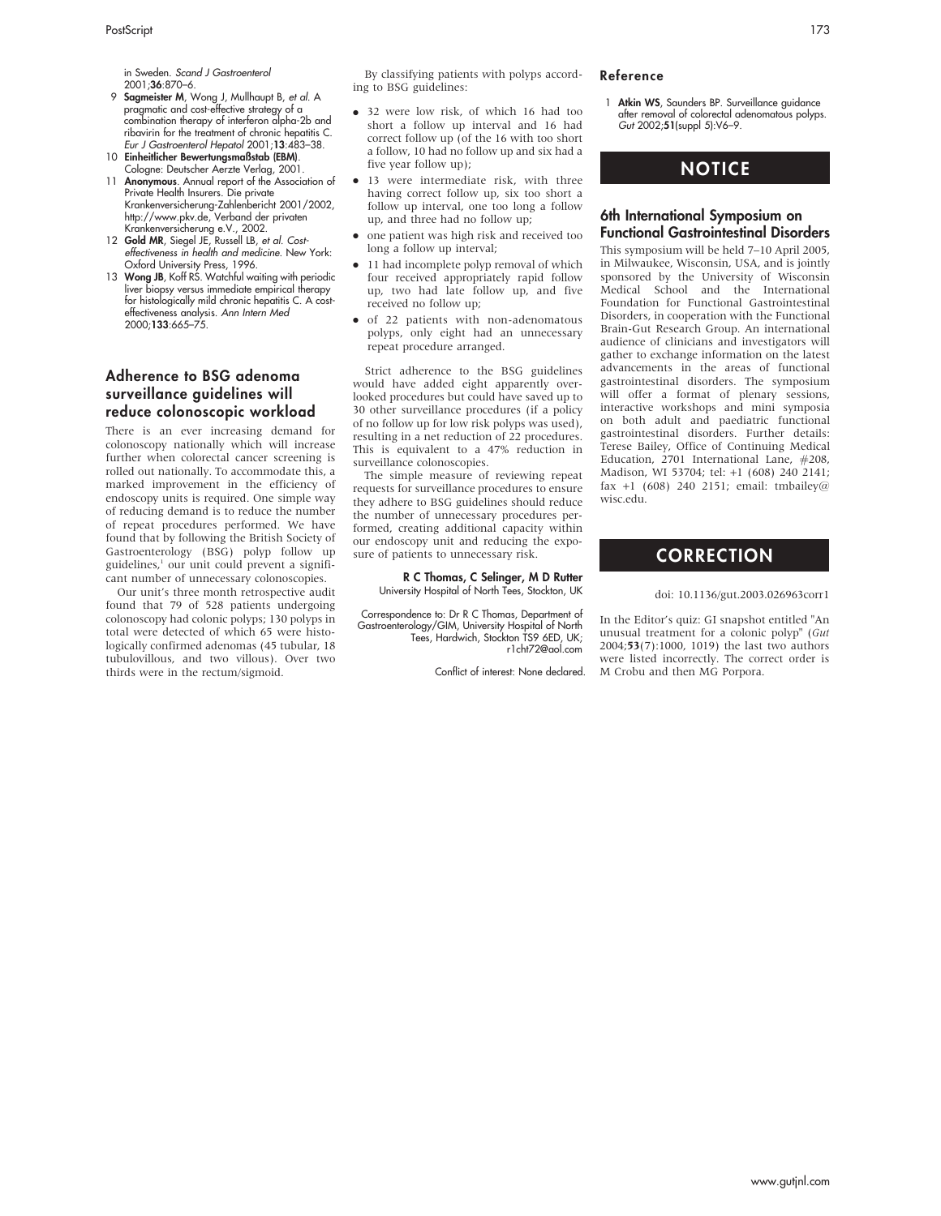in Sweden. *Scand J Gastroenterol* 2001;**36**:870–6.

9 **Sagmeister M**, Wong J, Mullhaupt B, *et al.* A pragmatic and cost-effective strategy of a combination therapy of interferon alpha-2b and ribavirin for the treatment of chronic hepatitis C. *Eur J Gastroenterol Hepatol* 2001;**13**:483–38.
10 **Einheitlicher Bewertungsmaßstab (EBM)**. Cologne: Deutscher Aerzte Verlag, 2001.
11 **Anonymous**. Annual report of the Association of Private Health Insurers. Die private Krankenversicherung-Zahlenbericht 2001/2002, http://www.pkv.de, Verband der privaten Krankenversicherung e.V., 2002.
12 **Gold MR**, Siegel JE, Russell LB, *et al.* *Cost-effectiveness in health and medicine*. New York: Oxford University Press, 1996.
13 **Wong JB**, Koff RS. Watchful waiting with periodic liver biopsy versus immediate empirical therapy for histologically mild chronic hepatitis C. A cost-effectiveness analysis. *Ann Intern Med* 2000;**133**:665–75.

## Adherence to BSG adenoma surveillance guidelines will reduce colonoscopic workload

There is an ever increasing demand for colonoscopy nationally which will increase further when colorectal cancer screening is rolled out nationally. To accommodate this, a marked improvement in the efficiency of endoscopy units is required. One simple way of reducing demand is to reduce the number of repeat procedures performed. We have found that by following the British Society of Gastroenterology (BSG) polyp follow up guidelines,[1] our unit could prevent a significant number of unnecessary colonoscopies.

Our unit's three month retrospective audit found that 79 of 528 patients undergoing colonoscopy had colonic polyps; 130 polyps in total were detected of which 65 were histologically confirmed adenomas (45 tubular, 18 tubulovillous, and two villous). Over two thirds were in the rectum/sigmoid.

By classifying patients with polyps according to BSG guidelines:

- 32 were low risk, of which 16 had too short a follow up interval and 16 had correct follow up (of the 16 with too short a follow, 10 had no follow up and six had a five year follow up);
- 13 were intermediate risk, with three having correct follow up, six too short a follow up interval, one too long a follow up, and three had no follow up;
- one patient was high risk and received too long a follow up interval;
- 11 had incomplete polyp removal of which four received appropriately rapid follow up, two had late follow up, and five received no follow up;
- of 22 patients with non-adenomatous polyps, only eight had an unnecessary repeat procedure arranged.

Strict adherence to the BSG guidelines would have added eight apparently overlooked procedures but could have saved up to 30 other surveillance procedures (if a policy of no follow up for low risk polyps was used), resulting in a net reduction of 22 procedures. This is equivalent to a 47% reduction in surveillance colonoscopies.

The simple measure of reviewing repeat requests for surveillance procedures to ensure they adhere to BSG guidelines should reduce the number of unnecessary procedures performed, creating additional capacity within our endoscopy unit and reducing the exposure of patients to unnecessary risk.

**R C Thomas, C Selinger, M D Rutter**
University Hospital of North Tees, Stockton, UK

Correspondence to: Dr R C Thomas, Department of Gastroenterology/GIM, University Hospital of North Tees, Hardwich, Stockton TS9 6ED, UK; r1cht72@aol.com

Conflict of interest: None declared.

### Reference

1 **Atkin WS**, Saunders BP. Surveillance guidance after removal of colorectal adenomatous polyps. *Gut* 2002;**51**(suppl 5):V6–9.

## NOTICE

### 6th International Symposium on Functional Gastrointestinal Disorders

This symposium will be held 7–10 April 2005, in Milwaukee, Wisconsin, USA, and is jointly sponsored by the University of Wisconsin Medical School and the International Foundation for Functional Gastrointestinal Disorders, in cooperation with the Functional Brain-Gut Research Group. An international audience of clinicians and investigators will gather to exchange information on the latest advancements in the areas of functional gastrointestinal disorders. The symposium will offer a format of plenary sessions, interactive workshops and mini symposia on both adult and paediatric functional gastrointestinal disorders. Further details: Terese Bailey, Office of Continuing Medical Education, 2701 International Lane, #208, Madison, WI 53704; tel: +1 (608) 240 2141; fax +1 (608) 240 2151; email: tmbailey@wisc.edu.

## CORRECTION

doi: 10.1136/gut.2003.026963corr1

In the Editor's quiz: GI snapshot entitled "An unusual treatment for a colonic polyp" (*Gut* 2004;**53**(7):1000, 1019) the last two authors were listed incorrectly. The correct order is M Crobu and then MG Porpora.